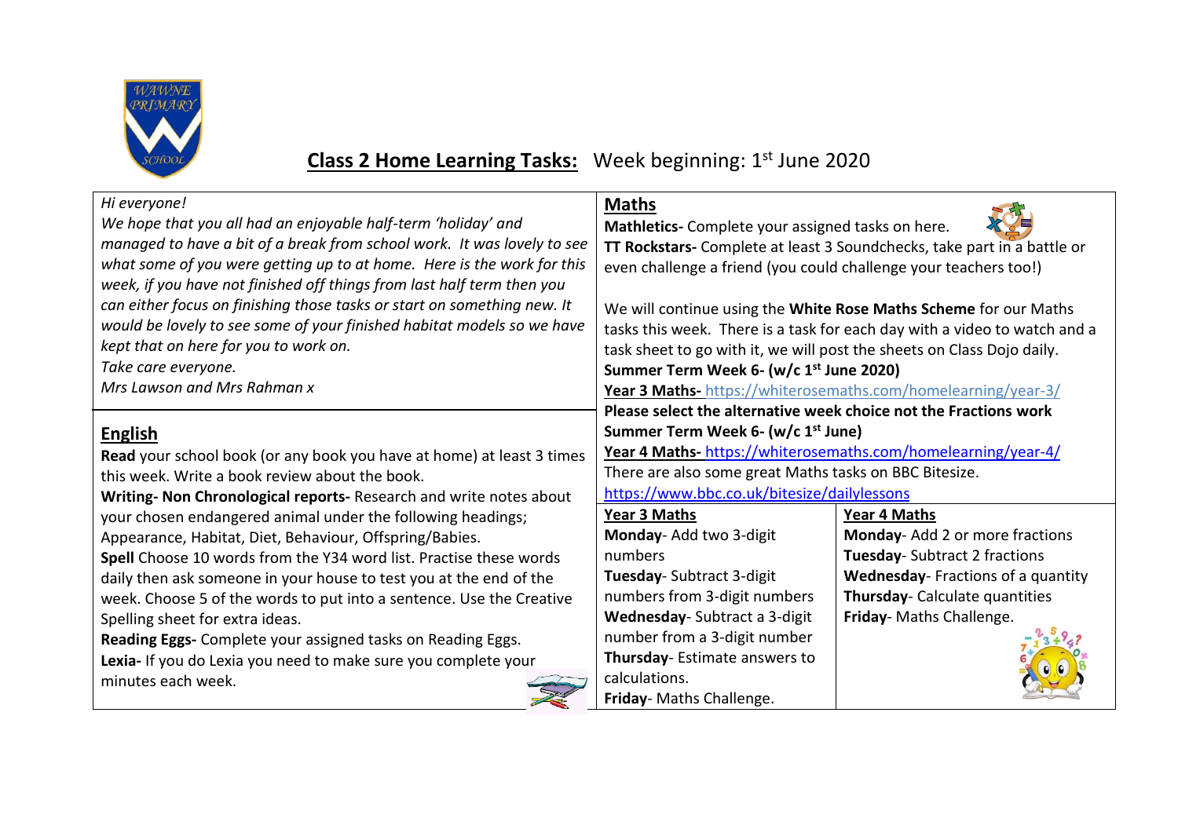# **Class 2 Home Learning Tasks:** Week beginning: 1st June 2020

*Hi everyone!*
*We hope that you all had an enjoyable half-term 'holiday' and managed to have a bit of a break from school work. It was lovely to see what some of you were getting up to at home. Here is the work for this week, if you have not finished off things from last half term then you can either focus on finishing those tasks or start on something new. It would be lovely to see some of your finished habitat models so we have kept that on here for you to work on.*
*Take care everyone.*
*Mrs Lawson and Mrs Rahman x*

## English

**Read** your school book (or any book you have at home) at least 3 times this week. Write a book review about the book.

**Writing- Non Chronological reports-** Research and write notes about your chosen endangered animal under the following headings; Appearance, Habitat, Diet, Behaviour, Offspring/Babies.

**Spell** Choose 10 words from the Y34 word list. Practise these words daily then ask someone in your house to test you at the end of the week. Choose 5 of the words to put into a sentence. Use the Creative Spelling sheet for extra ideas.

**Reading Eggs-** Complete your assigned tasks on Reading Eggs.

**Lexia-** If you do Lexia you need to make sure you complete your minutes each week.

## Maths

**Mathletics-** Complete your assigned tasks on here.

**TT Rockstars-** Complete at least 3 Soundchecks, take part in a battle or even challenge a friend (you could challenge your teachers too!)

We will continue using the **White Rose Maths Scheme** for our Maths tasks this week. There is a task for each day with a video to watch and a task sheet to go with it, we will post the sheets on Class Dojo daily.

**Summer Term Week 6- (w/c 1st June 2020)**

**Year 3 Maths-** https://whiterosemaths.com/homelearning/year-3/

**Please select the alternative week choice not the Fractions work**

**Summer Term Week 6- (w/c 1st June)**

**Year 4 Maths-** https://whiterosemaths.com/homelearning/year-4/

There are also some great Maths tasks on BBC Bitesize.

https://www.bbc.co.uk/bitesize/dailylessons

| Year 3 Maths | Year 4 Maths |
|---|---|
| **Monday**- Add two 3-digit numbers | **Monday**- Add 2 or more fractions |
| **Tuesday**- Subtract 3-digit numbers from 3-digit numbers | **Tuesday**- Subtract 2 fractions |
| **Wednesday**- Subtract a 3-digit number from a 3-digit number | **Wednesday**- Fractions of a quantity |
| **Thursday**- Estimate answers to calculations. | **Thursday**- Calculate quantities |
| **Friday**- Maths Challenge. | **Friday**- Maths Challenge. |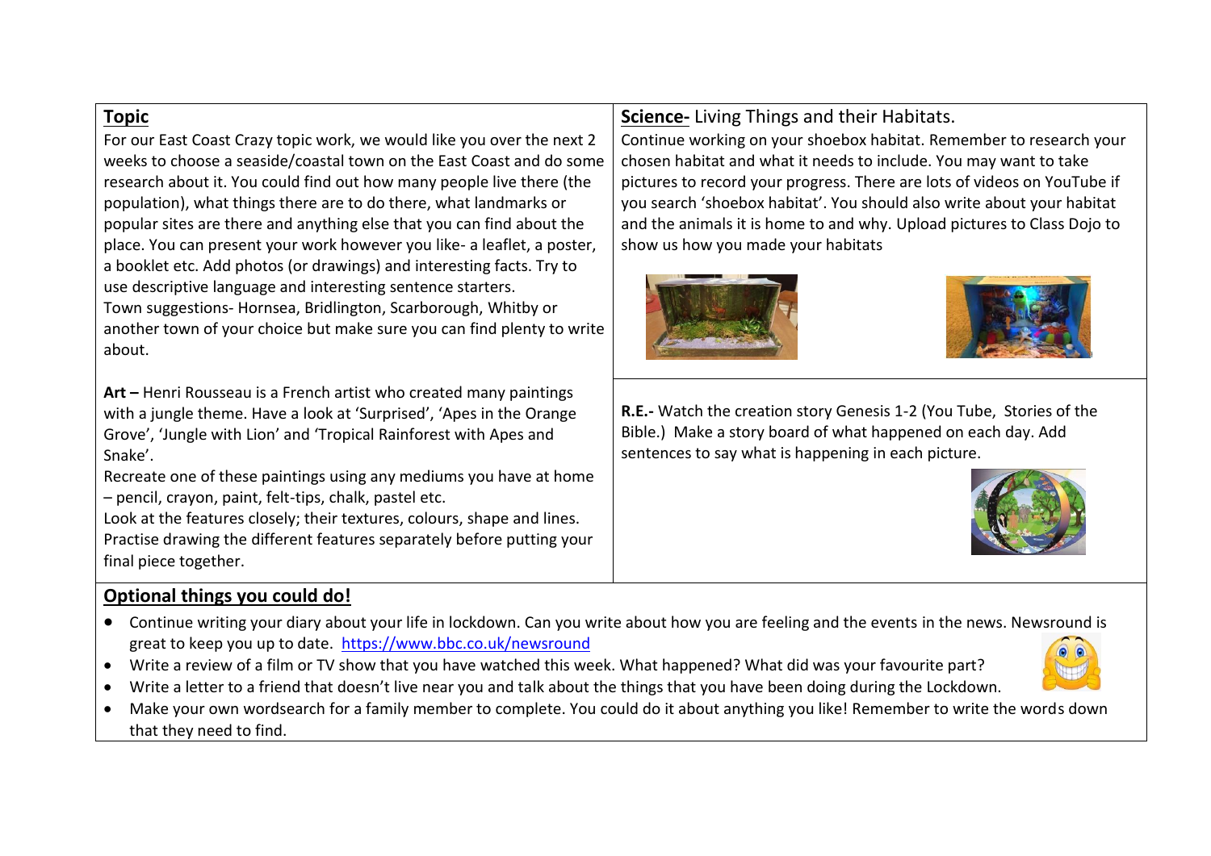**Topic**

For our East Coast Crazy topic work, we would like you over the next 2 weeks to choose a seaside/coastal town on the East Coast and do some research about it. You could find out how many people live there (the population), what things there are to do there, what landmarks or popular sites are there and anything else that you can find about the place. You can present your work however you like- a leaflet, a poster, a booklet etc. Add photos (or drawings) and interesting facts. Try to use descriptive language and interesting sentence starters.
Town suggestions- Hornsea, Bridlington, Scarborough, Whitby or another town of your choice but make sure you can find plenty to write about.

**Science-** Living Things and their Habitats.

Continue working on your shoebox habitat. Remember to research your chosen habitat and what it needs to include. You may want to take pictures to record your progress. There are lots of videos on YouTube if you search 'shoebox habitat'. You should also write about your habitat and the animals it is home to and why. Upload pictures to Class Dojo to show us how you made your habitats

**Art –** Henri Rousseau is a French artist who created many paintings with a jungle theme. Have a look at 'Surprised', 'Apes in the Orange Grove', 'Jungle with Lion' and 'Tropical Rainforest with Apes and Snake'.
Recreate one of these paintings using any mediums you have at home – pencil, crayon, paint, felt-tips, chalk, pastel etc.
Look at the features closely; their textures, colours, shape and lines.
Practise drawing the different features separately before putting your final piece together.

**R.E.-** Watch the creation story Genesis 1-2 (You Tube, Stories of the Bible.) Make a story board of what happened on each day. Add sentences to say what is happening in each picture.

**Optional things you could do!**

- Continue writing your diary about your life in lockdown. Can you write about how you are feeling and the events in the news. Newsround is great to keep you up to date. https://www.bbc.co.uk/newsround
- Write a review of a film or TV show that you have watched this week. What happened? What did was your favourite part?
- Write a letter to a friend that doesn't live near you and talk about the things that you have been doing during the Lockdown.
- Make your own wordsearch for a family member to complete. You could do it about anything you like! Remember to write the words down that they need to find.